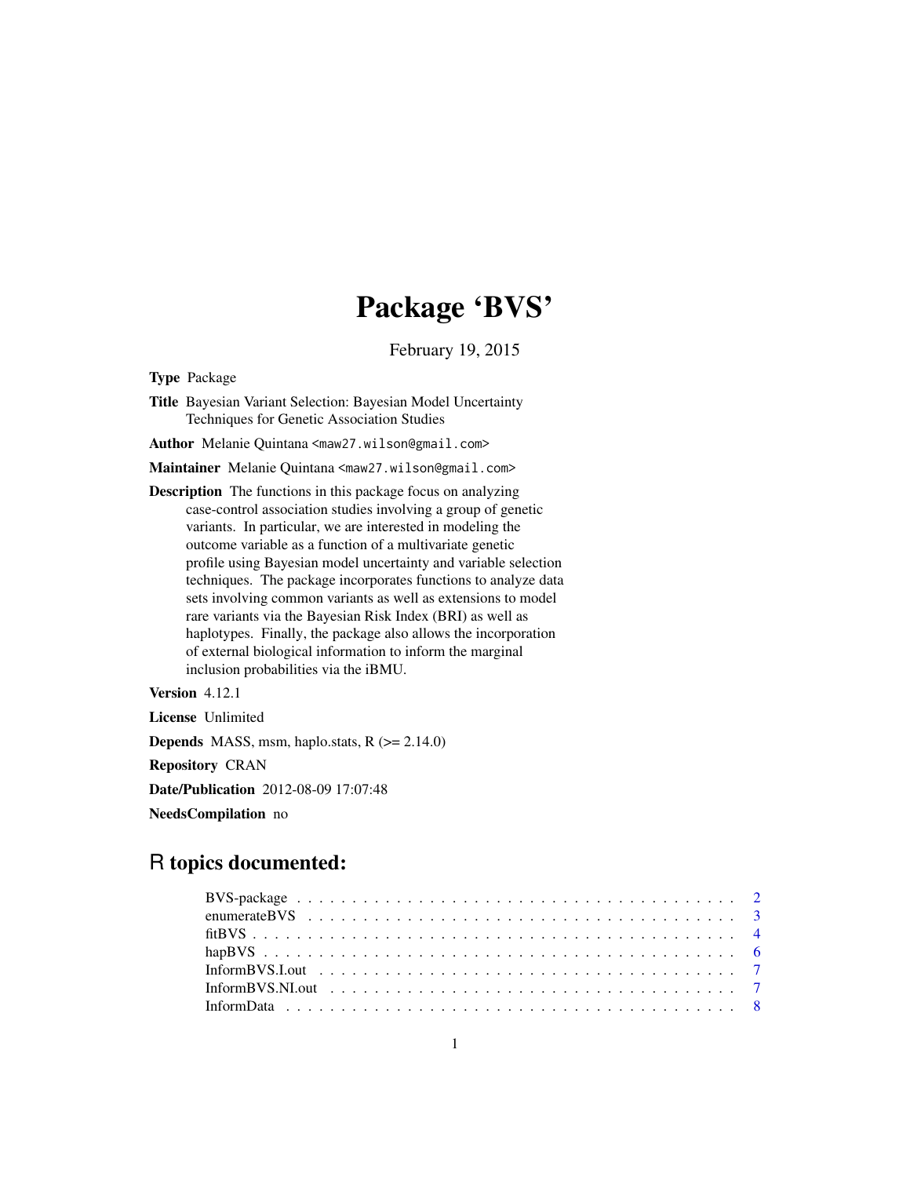# Package 'BVS'

February 19, 2015

**Type** Package

**Title** Bayesian Variant Selection: Bayesian Model Uncertainty Techniques for Genetic Association Studies

**Author** Melanie Quintana <maw27.wilson@gmail.com>

**Maintainer** Melanie Quintana <maw27.wilson@gmail.com>

**Description** The functions in this package focus on analyzing case-control association studies involving a group of genetic variants. In particular, we are interested in modeling the outcome variable as a function of a multivariate genetic profile using Bayesian model uncertainty and variable selection techniques. The package incorporates functions to analyze data sets involving common variants as well as extensions to model rare variants via the Bayesian Risk Index (BRI) as well as haplotypes. Finally, the package also allows the incorporation of external biological information to inform the marginal inclusion probabilities via the iBMU.

**Version** 4.12.1

**License** Unlimited

**Depends** MASS, msm, haplo.stats, R (>= 2.14.0)

**Repository** CRAN

**Date/Publication** 2012-08-09 17:07:48

**NeedsCompilation** no

## R topics documented:

| | |
|---|---|
| BVS-package | 2 |
| enumerateBVS | 3 |
| fitBVS | 4 |
| hapBVS | 6 |
| InformBVS.I.out | 7 |
| InformBVS.NI.out | 7 |
| InformData | 8 |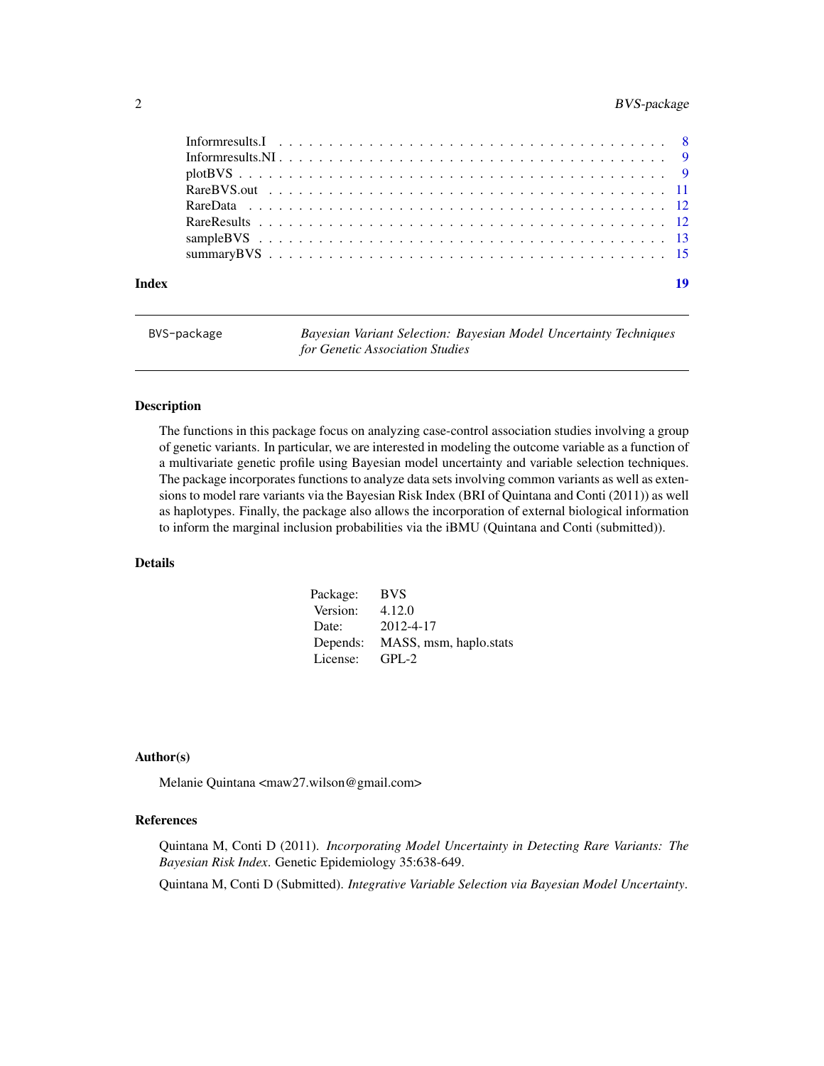| | |
|---|---|
| Informresults.I | 8 |
| Informresults.NI | 9 |
| plotBVS | 9 |
| RareBVS.out | 11 |
| RareData | 12 |
| RareResults | 12 |
| sampleBVS | 13 |
| summaryBVS | 15 |

**Index** **19**

---

BVS-package *Bayesian Variant Selection: Bayesian Model Uncertainty Techniques for Genetic Association Studies*

---

## Description

The functions in this package focus on analyzing case-control association studies involving a group of genetic variants. In particular, we are interested in modeling the outcome variable as a function of a multivariate genetic profile using Bayesian model uncertainty and variable selection techniques. The package incorporates functions to analyze data sets involving common variants as well as extensions to model rare variants via the Bayesian Risk Index (BRI of Quintana and Conti (2011)) as well as haplotypes. Finally, the package also allows the incorporation of external biological information to inform the marginal inclusion probabilities via the iBMU (Quintana and Conti (submitted)).

## Details

| | |
|---|---|
| Package: | BVS |
| Version: | 4.12.0 |
| Date: | 2012-4-17 |
| Depends: | MASS, msm, haplo.stats |
| License: | GPL-2 |

## Author(s)

Melanie Quintana <maw27.wilson@gmail.com>

## References

Quintana M, Conti D (2011). *Incorporating Model Uncertainty in Detecting Rare Variants: The Bayesian Risk Index*. Genetic Epidemiology 35:638-649.

Quintana M, Conti D (Submitted). *Integrative Variable Selection via Bayesian Model Uncertainty*.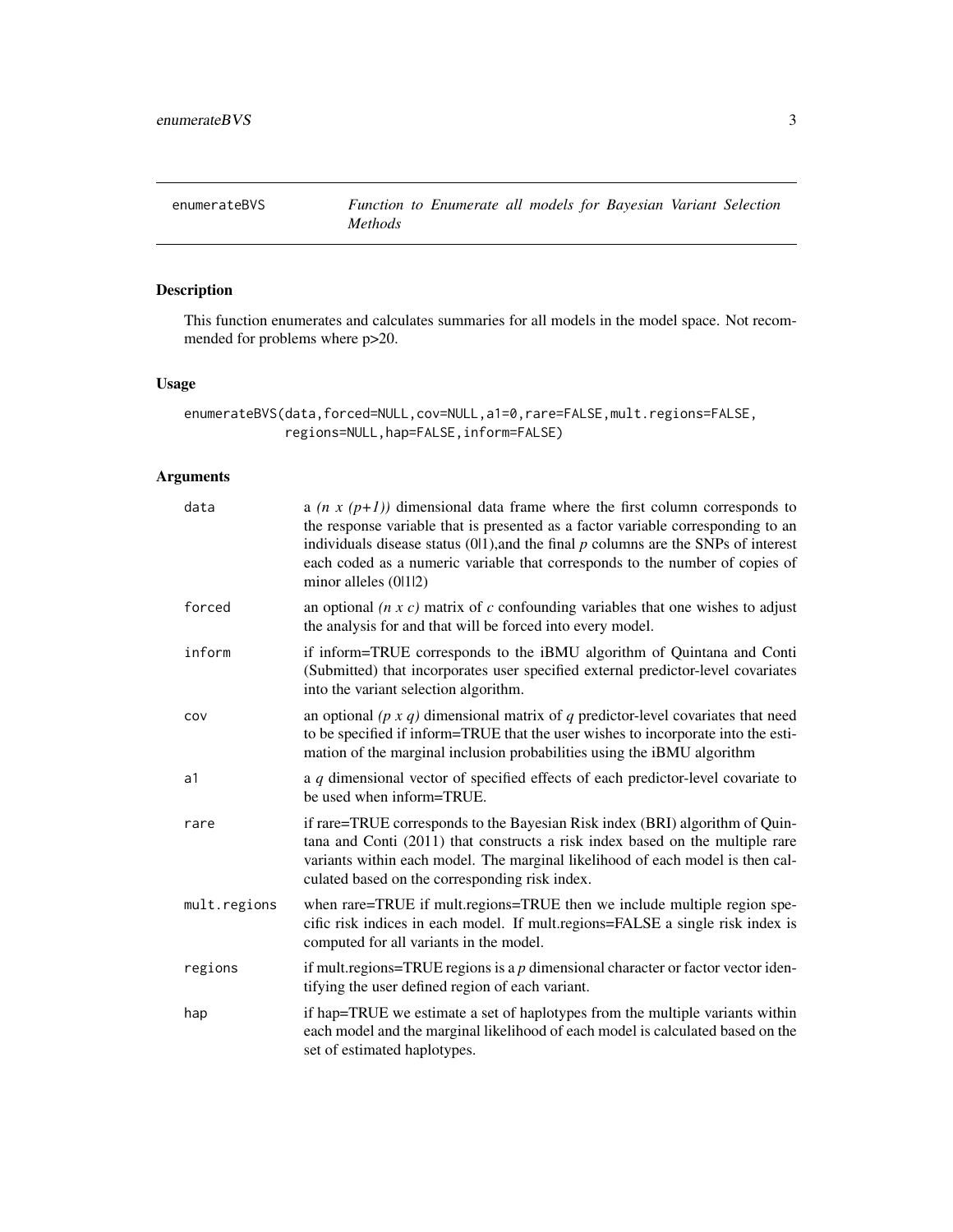## enumerateBVS — *Function to Enumerate all models for Bayesian Variant Selection Methods*

### Description

This function enumerates and calculates summaries for all models in the model space. Not recommended for problems where p>20.

### Usage

```
enumerateBVS(data,forced=NULL,cov=NULL,a1=0,rare=FALSE,mult.regions=FALSE,
             regions=NULL,hap=FALSE,inform=FALSE)
```

### Arguments

| | |
|---|---|
| `data` | a *(n x (p+1))* dimensional data frame where the first column corresponds to the response variable that is presented as a factor variable corresponding to an individuals disease status (0\|1),and the final *p* columns are the SNPs of interest each coded as a numeric variable that corresponds to the number of copies of minor alleles (0\|1\|2) |
| `forced` | an optional *(n x c)* matrix of *c* confounding variables that one wishes to adjust the analysis for and that will be forced into every model. |
| `inform` | if inform=TRUE corresponds to the iBMU algorithm of Quintana and Conti (Submitted) that incorporates user specified external predictor-level covariates into the variant selection algorithm. |
| `cov` | an optional *(p x q)* dimensional matrix of *q* predictor-level covariates that need to be specified if inform=TRUE that the user wishes to incorporate into the estimation of the marginal inclusion probabilities using the iBMU algorithm |
| `a1` | a *q* dimensional vector of specified effects of each predictor-level covariate to be used when inform=TRUE. |
| `rare` | if rare=TRUE corresponds to the Bayesian Risk index (BRI) algorithm of Quintana and Conti (2011) that constructs a risk index based on the multiple rare variants within each model. The marginal likelihood of each model is then calculated based on the corresponding risk index. |
| `mult.regions` | when rare=TRUE if mult.regions=TRUE then we include multiple region specific risk indices in each model. If mult.regions=FALSE a single risk index is computed for all variants in the model. |
| `regions` | if mult.regions=TRUE regions is a *p* dimensional character or factor vector identifying the user defined region of each variant. |
| `hap` | if hap=TRUE we estimate a set of haplotypes from the multiple variants within each model and the marginal likelihood of each model is calculated based on the set of estimated haplotypes. |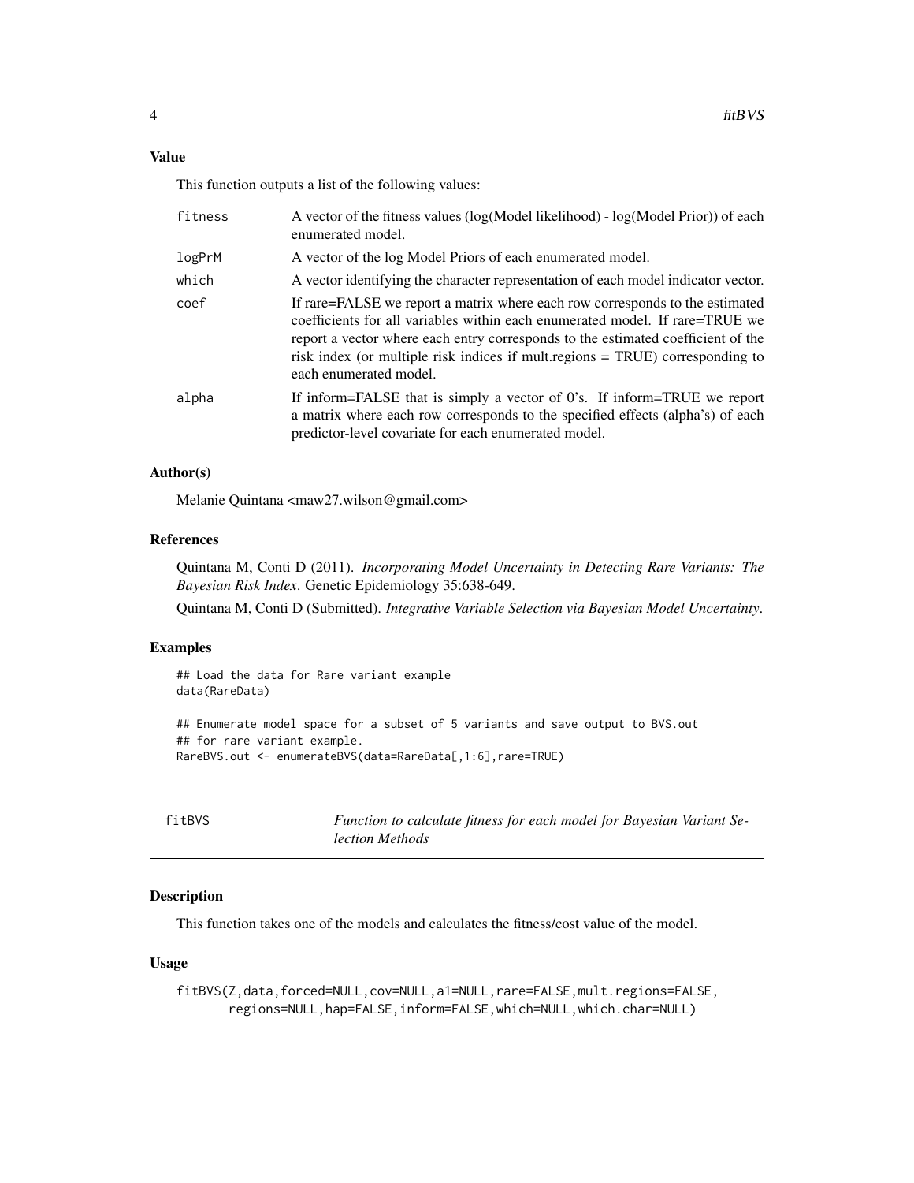### Value

This function outputs a list of the following values:

| | |
|---|---|
| fitness | A vector of the fitness values (log(Model likelihood) - log(Model Prior)) of each enumerated model. |
| logPrM | A vector of the log Model Priors of each enumerated model. |
| which | A vector identifying the character representation of each model indicator vector. |
| coef | If rare=FALSE we report a matrix where each row corresponds to the estimated coefficients for all variables within each enumerated model. If rare=TRUE we report a vector where each entry corresponds to the estimated coefficient of the risk index (or multiple risk indices if mult.regions = TRUE) corresponding to each enumerated model. |
| alpha | If inform=FALSE that is simply a vector of 0's. If inform=TRUE we report a matrix where each row corresponds to the specified effects (alpha's) of each predictor-level covariate for each enumerated model. |

### Author(s)

Melanie Quintana <maw27.wilson@gmail.com>

### References

Quintana M, Conti D (2011). *Incorporating Model Uncertainty in Detecting Rare Variants: The Bayesian Risk Index*. Genetic Epidemiology 35:638-649.

Quintana M, Conti D (Submitted). *Integrative Variable Selection via Bayesian Model Uncertainty*.

### Examples

```
## Load the data for Rare variant example
data(RareData)

## Enumerate model space for a subset of 5 variants and save output to BVS.out
## for rare variant example.
RareBVS.out <- enumerateBVS(data=RareData[,1:6],rare=TRUE)
```

---

## fitBVS — *Function to calculate fitness for each model for Bayesian Variant Selection Methods*

### Description

This function takes one of the models and calculates the fitness/cost value of the model.

### Usage

```
fitBVS(Z,data,forced=NULL,cov=NULL,a1=NULL,rare=FALSE,mult.regions=FALSE,
       regions=NULL,hap=FALSE,inform=FALSE,which=NULL,which.char=NULL)
```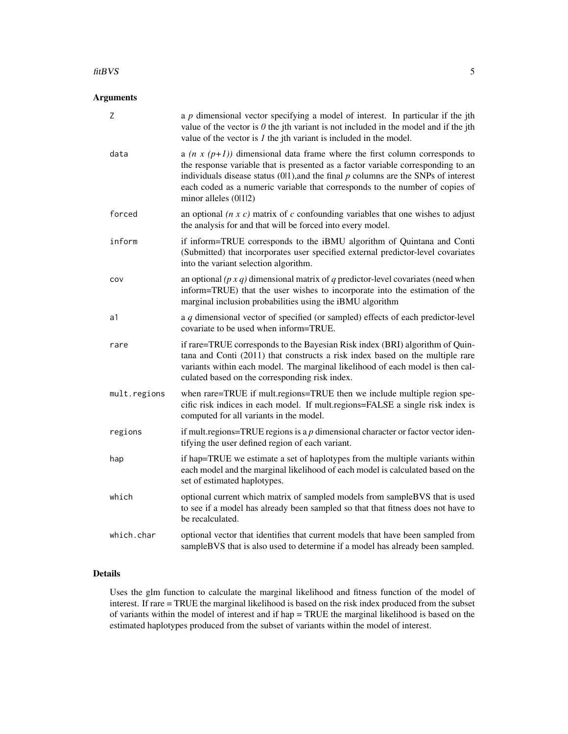## Arguments

| | |
|---|---|
| `Z` | a $p$ dimensional vector specifying a model of interest. In particular if the jth value of the vector is $0$ the jth variant is not included in the model and if the jth value of the vector is $1$ the jth variant is included in the model. |
| `data` | a $(n \times (p+1))$ dimensional data frame where the first column corresponds to the response variable that is presented as a factor variable corresponding to an individuals disease status (0\|1),and the final $p$ columns are the SNPs of interest each coded as a numeric variable that corresponds to the number of copies of minor alleles (0\|1\|2) |
| `forced` | an optional $(n \times c)$ matrix of $c$ confounding variables that one wishes to adjust the analysis for and that will be forced into every model. |
| `inform` | if inform=TRUE corresponds to the iBMU algorithm of Quintana and Conti (Submitted) that incorporates user specified external predictor-level covariates into the variant selection algorithm. |
| `cov` | an optional $(p \times q)$ dimensional matrix of $q$ predictor-level covariates (need when inform=TRUE) that the user wishes to incorporate into the estimation of the marginal inclusion probabilities using the iBMU algorithm |
| `a1` | a $q$ dimensional vector of specified (or sampled) effects of each predictor-level covariate to be used when inform=TRUE. |
| `rare` | if rare=TRUE corresponds to the Bayesian Risk index (BRI) algorithm of Quintana and Conti (2011) that constructs a risk index based on the multiple rare variants within each model. The marginal likelihood of each model is then calculated based on the corresponding risk index. |
| `mult.regions` | when rare=TRUE if mult.regions=TRUE then we include multiple region specific risk indices in each model. If mult.regions=FALSE a single risk index is computed for all variants in the model. |
| `regions` | if mult.regions=TRUE regions is a $p$ dimensional character or factor vector identifying the user defined region of each variant. |
| `hap` | if hap=TRUE we estimate a set of haplotypes from the multiple variants within each model and the marginal likelihood of each model is calculated based on the set of estimated haplotypes. |
| `which` | optional current which matrix of sampled models from sampleBVS that is used to see if a model has already been sampled so that that fitness does not have to be recalculated. |
| `which.char` | optional vector that identifies that current models that have been sampled from sampleBVS that is also used to determine if a model has already been sampled. |

## Details

Uses the glm function to calculate the marginal likelihood and fitness function of the model of interest. If rare = TRUE the marginal likelihood is based on the risk index produced from the subset of variants within the model of interest and if hap = TRUE the marginal likelihood is based on the estimated haplotypes produced from the subset of variants within the model of interest.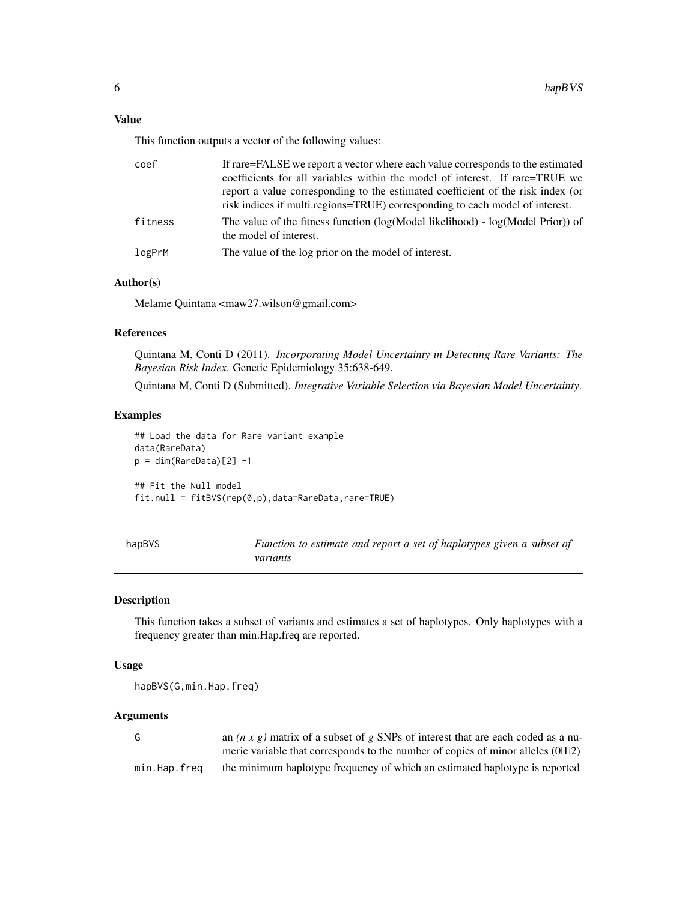### Value

This function outputs a vector of the following values:

- `coef` — If rare=FALSE we report a vector where each value corresponds to the estimated coefficients for all variables within the model of interest. If rare=TRUE we report a value corresponding to the estimated coefficient of the risk index (or risk indices if multi.regions=TRUE) corresponding to each model of interest.
- `fitness` — The value of the fitness function (log(Model likelihood) - log(Model Prior)) of the model of interest.
- `logPrM` — The value of the log prior on the model of interest.

### Author(s)

Melanie Quintana <maw27.wilson@gmail.com>

### References

Quintana M, Conti D (2011). *Incorporating Model Uncertainty in Detecting Rare Variants: The Bayesian Risk Index*. Genetic Epidemiology 35:638-649.

Quintana M, Conti D (Submitted). *Integrative Variable Selection via Bayesian Model Uncertainty*.

### Examples

```
## Load the data for Rare variant example
data(RareData)
p = dim(RareData)[2] -1

## Fit the Null model
fit.null = fitBVS(rep(0,p),data=RareData,rare=TRUE)
```

---

## hapBVS — *Function to estimate and report a set of haplotypes given a subset of variants*

### Description

This function takes a subset of variants and estimates a set of haplotypes. Only haplotypes with a frequency greater than min.Hap.freq are reported.

### Usage

```
hapBVS(G,min.Hap.freq)
```

### Arguments

- `G` — an *(n x g)* matrix of a subset of *g* SNPs of interest that are each coded as a numeric variable that corresponds to the number of copies of minor alleles (0|1|2)
- `min.Hap.freq` — the minimum haplotype frequency of which an estimated haplotype is reported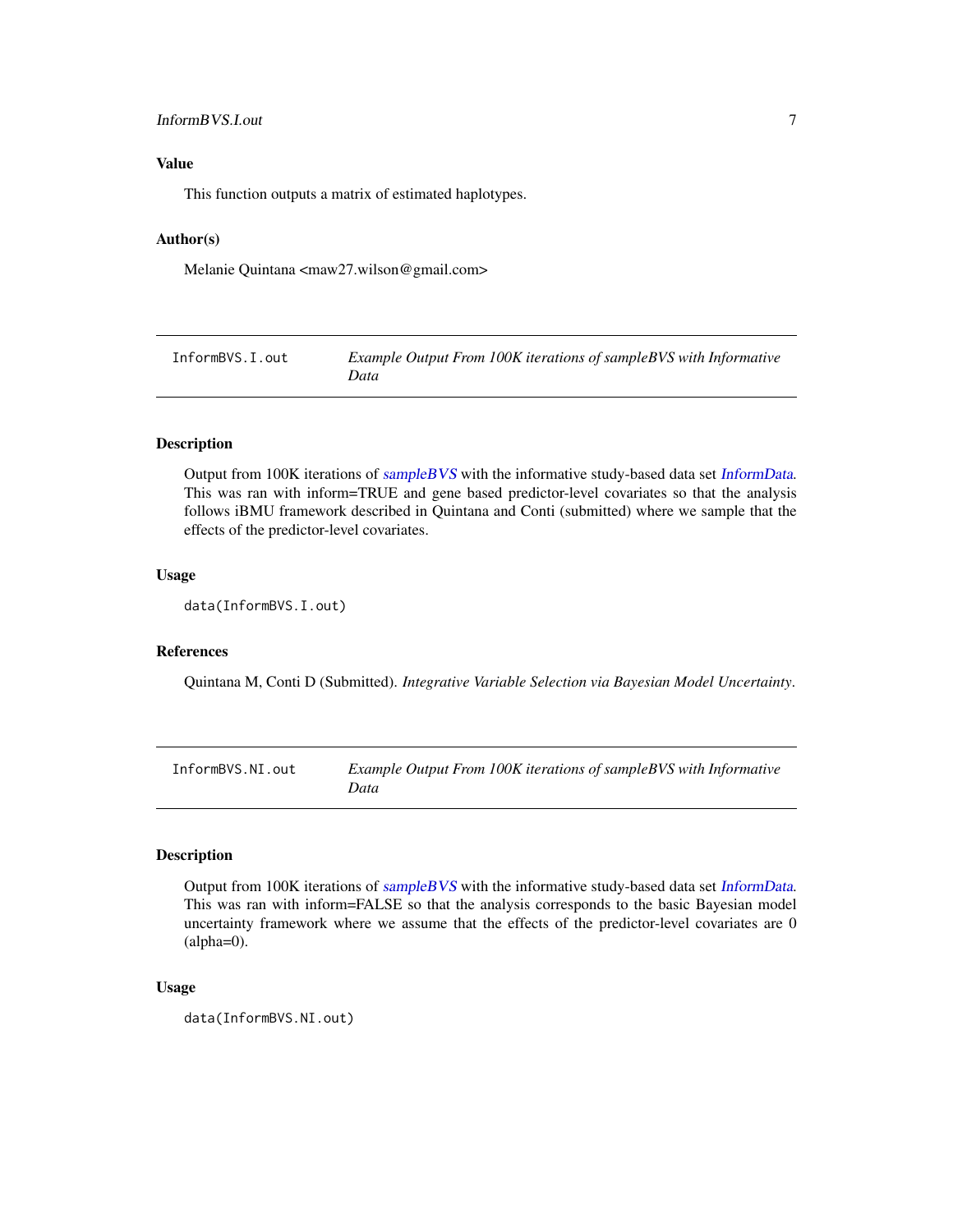## Value

This function outputs a matrix of estimated haplotypes.

## Author(s)

Melanie Quintana <maw27.wilson@gmail.com>

---

`InformBVS.I.out` *Example Output From 100K iterations of sampleBVS with Informative Data*

---

## Description

Output from 100K iterations of *sampleBVS* with the informative study-based data set *InformData*. This was ran with inform=TRUE and gene based predictor-level covariates so that the analysis follows iBMU framework described in Quintana and Conti (submitted) where we sample that the effects of the predictor-level covariates.

## Usage

```
data(InformBVS.I.out)
```

## References

Quintana M, Conti D (Submitted). *Integrative Variable Selection via Bayesian Model Uncertainty*.

---

`InformBVS.NI.out` *Example Output From 100K iterations of sampleBVS with Informative Data*

---

## Description

Output from 100K iterations of *sampleBVS* with the informative study-based data set *InformData*. This was ran with inform=FALSE so that the analysis corresponds to the basic Bayesian model uncertainty framework where we assume that the effects of the predictor-level covariates are 0 (alpha=0).

## Usage

```
data(InformBVS.NI.out)
```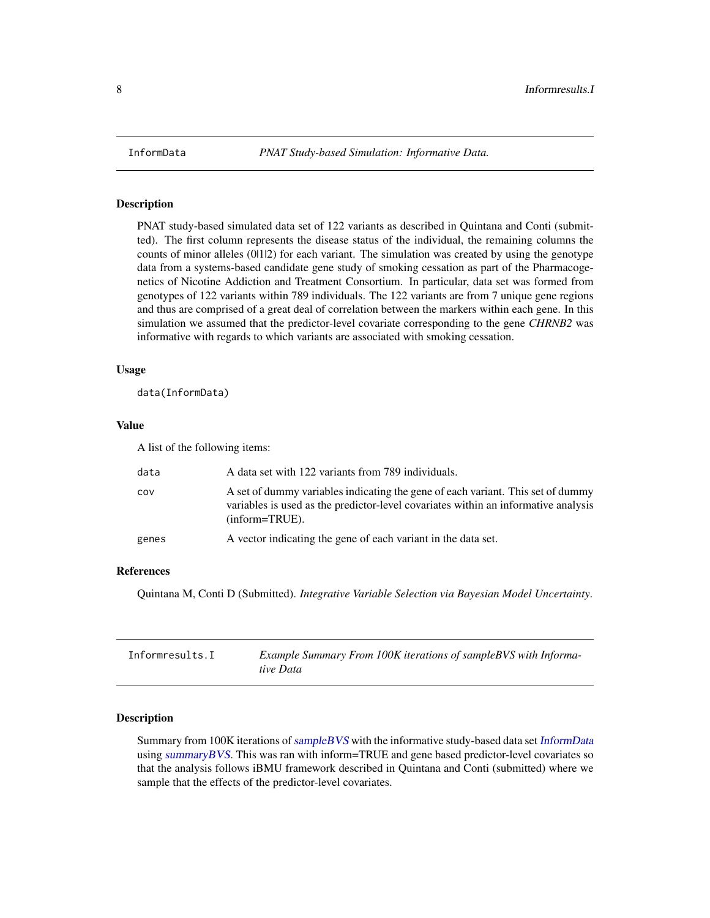## InformData — *PNAT Study-based Simulation: Informative Data.*

### Description

PNAT study-based simulated data set of 122 variants as described in Quintana and Conti (submitted). The first column represents the disease status of the individual, the remaining columns the counts of minor alleles (0|1|2) for each variant. The simulation was created by using the genotype data from a systems-based candidate gene study of smoking cessation as part of the Pharmacogenetics of Nicotine Addiction and Treatment Consortium. In particular, data set was formed from genotypes of 122 variants within 789 individuals. The 122 variants are from 7 unique gene regions and thus are comprised of a great deal of correlation between the markers within each gene. In this simulation we assumed that the predictor-level covariate corresponding to the gene *CHRNB2* was informative with regards to which variants are associated with smoking cessation.

### Usage

```
data(InformData)
```

### Value

A list of the following items:

| | |
|---|---|
| `data` | A data set with 122 variants from 789 individuals. |
| `cov` | A set of dummy variables indicating the gene of each variant. This set of dummy variables is used as the predictor-level covariates within an informative analysis (inform=TRUE). |
| `genes` | A vector indicating the gene of each variant in the data set. |

### References

Quintana M, Conti D (Submitted). *Integrative Variable Selection via Bayesian Model Uncertainty*.

## Informresults.I — *Example Summary From 100K iterations of sampleBVS with Informative Data*

### Description

Summary from 100K iterations of *sampleBVS* with the informative study-based data set *InformData* using *summaryBVS*. This was ran with inform=TRUE and gene based predictor-level covariates so that the analysis follows iBMU framework described in Quintana and Conti (submitted) where we sample that the effects of the predictor-level covariates.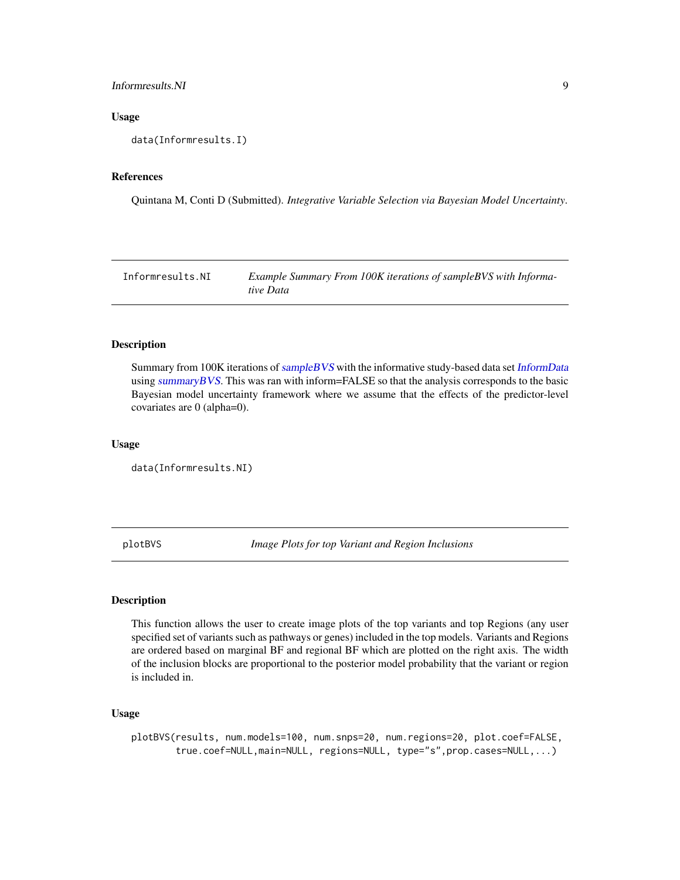### Usage

```
data(Informresults.I)
```

### References

Quintana M, Conti D (Submitted). *Integrative Variable Selection via Bayesian Model Uncertainty*.

---

## Informresults.NI — *Example Summary From 100K iterations of sampleBVS with Informative Data*

---

### Description

Summary from 100K iterations of *sampleBVS* with the informative study-based data set *InformData* using *summaryBVS*. This was ran with inform=FALSE so that the analysis corresponds to the basic Bayesian model uncertainty framework where we assume that the effects of the predictor-level covariates are 0 (alpha=0).

### Usage

```
data(Informresults.NI)
```

---

## plotBVS — *Image Plots for top Variant and Region Inclusions*

---

### Description

This function allows the user to create image plots of the top variants and top Regions (any user specified set of variants such as pathways or genes) included in the top models. Variants and Regions are ordered based on marginal BF and regional BF which are plotted on the right axis. The width of the inclusion blocks are proportional to the posterior model probability that the variant or region is included in.

### Usage

```
plotBVS(results, num.models=100, num.snps=20, num.regions=20, plot.coef=FALSE,
        true.coef=NULL,main=NULL, regions=NULL, type="s",prop.cases=NULL,...)
```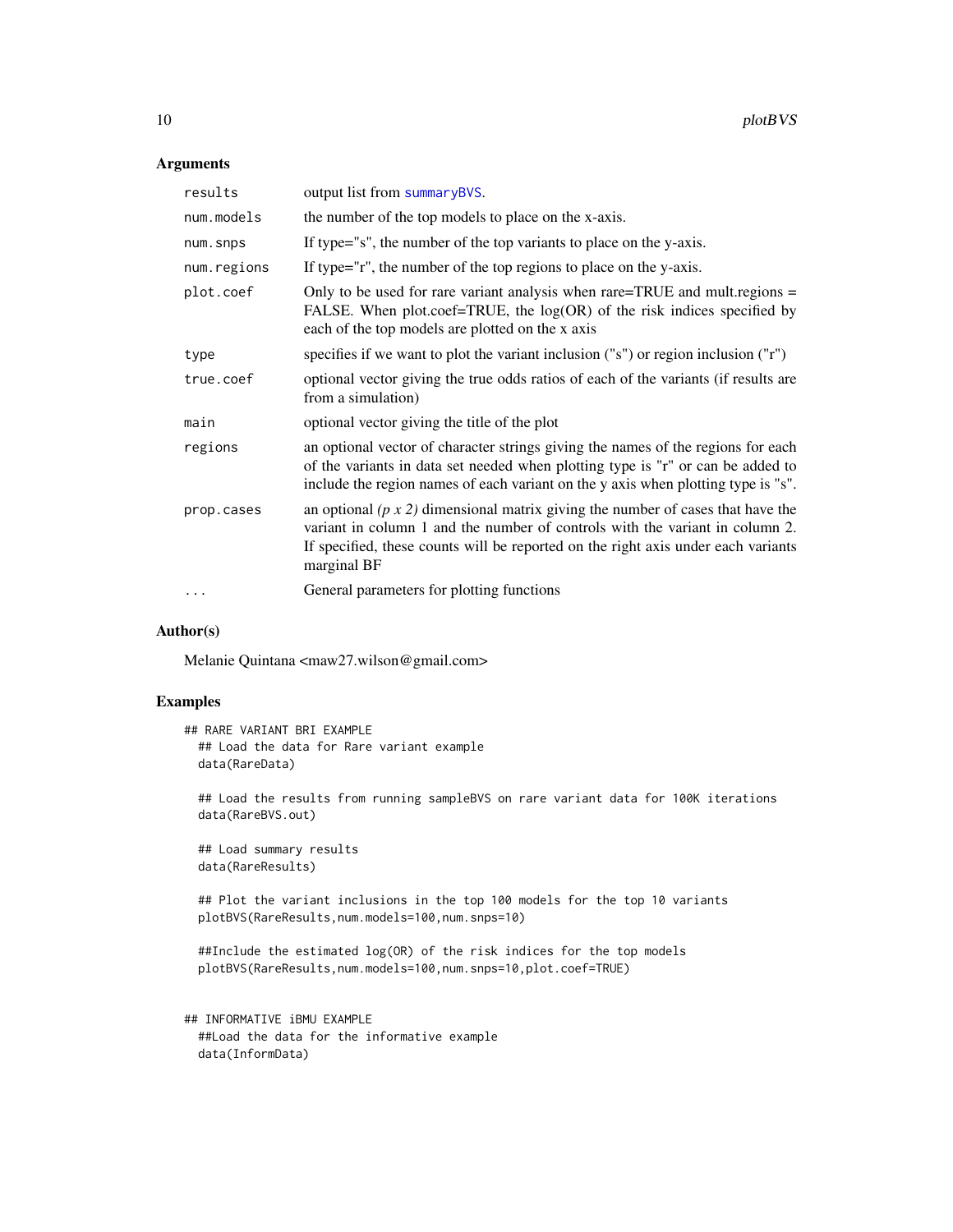## Arguments

| | |
|---|---|
| results | output list from summaryBVS. |
| num.models | the number of the top models to place on the x-axis. |
| num.snps | If type="s", the number of the top variants to place on the y-axis. |
| num.regions | If type="r", the number of the top regions to place on the y-axis. |
| plot.coef | Only to be used for rare variant analysis when rare=TRUE and mult.regions = FALSE. When plot.coef=TRUE, the log(OR) of the risk indices specified by each of the top models are plotted on the x axis |
| type | specifies if we want to plot the variant inclusion ("s") or region inclusion ("r") |
| true.coef | optional vector giving the true odds ratios of each of the variants (if results are from a simulation) |
| main | optional vector giving the title of the plot |
| regions | an optional vector of character strings giving the names of the regions for each of the variants in data set needed when plotting type is "r" or can be added to include the region names of each variant on the y axis when plotting type is "s". |
| prop.cases | an optional *(p x 2)* dimensional matrix giving the number of cases that have the variant in column 1 and the number of controls with the variant in column 2. If specified, these counts will be reported on the right axis under each variants marginal BF |
| ... | General parameters for plotting functions |

## Author(s)

Melanie Quintana <maw27.wilson@gmail.com>

## Examples

```
## RARE VARIANT BRI EXAMPLE
  ## Load the data for Rare variant example
  data(RareData)

  ## Load the results from running sampleBVS on rare variant data for 100K iterations
  data(RareBVS.out)

  ## Load summary results
  data(RareResults)

  ## Plot the variant inclusions in the top 100 models for the top 10 variants
  plotBVS(RareResults,num.models=100,num.snps=10)

  ##Include the estimated log(OR) of the risk indices for the top models
  plotBVS(RareResults,num.models=100,num.snps=10,plot.coef=TRUE)


## INFORMATIVE iBMU EXAMPLE
  ##Load the data for the informative example
  data(InformData)
```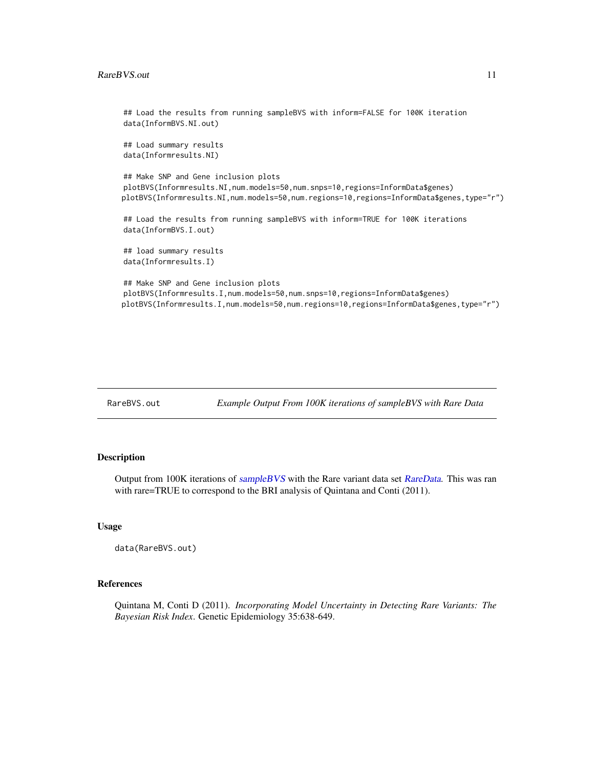```
## Load the results from running sampleBVS with inform=FALSE for 100K iteration
data(InformBVS.NI.out)

## Load summary results
data(Informresults.NI)

## Make SNP and Gene inclusion plots
plotBVS(Informresults.NI,num.models=50,num.snps=10,regions=InformData$genes)
plotBVS(Informresults.NI,num.models=50,num.regions=10,regions=InformData$genes,type="r")

## Load the results from running sampleBVS with inform=TRUE for 100K iterations
data(InformBVS.I.out)

## load summary results
data(Informresults.I)

## Make SNP and Gene inclusion plots
plotBVS(Informresults.I,num.models=50,num.snps=10,regions=InformData$genes)
plotBVS(Informresults.I,num.models=50,num.regions=10,regions=InformData$genes,type="r")
```

---

## RareBVS.out — *Example Output From 100K iterations of sampleBVS with Rare Data*

### Description

Output from 100K iterations of *sampleBVS* with the Rare variant data set *RareData*. This was ran with rare=TRUE to correspond to the BRI analysis of Quintana and Conti (2011).

### Usage

```
data(RareBVS.out)
```

### References

Quintana M, Conti D (2011). *Incorporating Model Uncertainty in Detecting Rare Variants: The Bayesian Risk Index*. Genetic Epidemiology 35:638-649.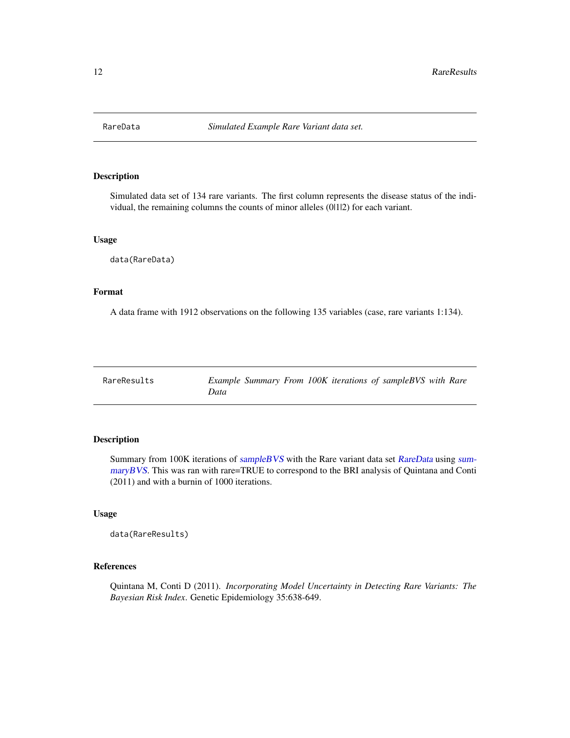## RareData — *Simulated Example Rare Variant data set.*

### Description

Simulated data set of 134 rare variants. The first column represents the disease status of the individual, the remaining columns the counts of minor alleles (0|1|2) for each variant.

### Usage

```
data(RareData)
```

### Format

A data frame with 1912 observations on the following 135 variables (case, rare variants 1:134).

## RareResults — *Example Summary From 100K iterations of sampleBVS with Rare Data*

### Description

Summary from 100K iterations of *sampleBVS* with the Rare variant data set *RareData* using *summaryBVS*. This was ran with rare=TRUE to correspond to the BRI analysis of Quintana and Conti (2011) and with a burnin of 1000 iterations.

### Usage

```
data(RareResults)
```

### References

Quintana M, Conti D (2011). *Incorporating Model Uncertainty in Detecting Rare Variants: The Bayesian Risk Index*. Genetic Epidemiology 35:638-649.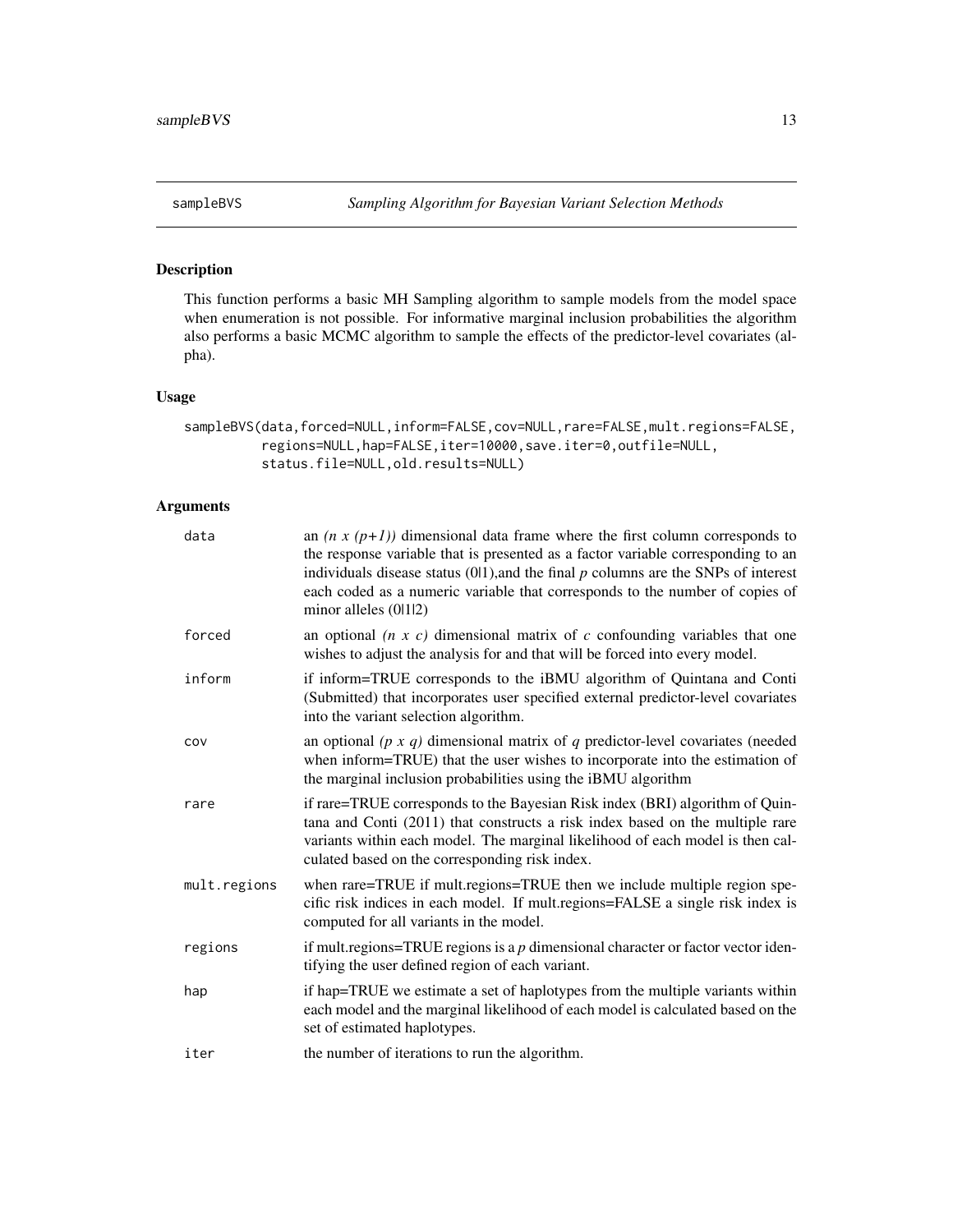# sampleBVS — *Sampling Algorithm for Bayesian Variant Selection Methods*

## Description

This function performs a basic MH Sampling algorithm to sample models from the model space when enumeration is not possible. For informative marginal inclusion probabilities the algorithm also performs a basic MCMC algorithm to sample the effects of the predictor-level covariates (alpha).

## Usage

```
sampleBVS(data,forced=NULL,inform=FALSE,cov=NULL,rare=FALSE,mult.regions=FALSE,
          regions=NULL,hap=FALSE,iter=10000,save.iter=0,outfile=NULL,
          status.file=NULL,old.results=NULL)
```

## Arguments

| | |
|---|---|
| `data` | an *(n x (p+1))* dimensional data frame where the first column corresponds to the response variable that is presented as a factor variable corresponding to an individuals disease status (0\|1),and the final *p* columns are the SNPs of interest each coded as a numeric variable that corresponds to the number of copies of minor alleles (0\|1\|2) |
| `forced` | an optional *(n x c)* dimensional matrix of *c* confounding variables that one wishes to adjust the analysis for and that will be forced into every model. |
| `inform` | if inform=TRUE corresponds to the iBMU algorithm of Quintana and Conti (Submitted) that incorporates user specified external predictor-level covariates into the variant selection algorithm. |
| `cov` | an optional *(p x q)* dimensional matrix of *q* predictor-level covariates (needed when inform=TRUE) that the user wishes to incorporate into the estimation of the marginal inclusion probabilities using the iBMU algorithm |
| `rare` | if rare=TRUE corresponds to the Bayesian Risk index (BRI) algorithm of Quintana and Conti (2011) that constructs a risk index based on the multiple rare variants within each model. The marginal likelihood of each model is then calculated based on the corresponding risk index. |
| `mult.regions` | when rare=TRUE if mult.regions=TRUE then we include multiple region specific risk indices in each model. If mult.regions=FALSE a single risk index is computed for all variants in the model. |
| `regions` | if mult.regions=TRUE regions is a *p* dimensional character or factor vector identifying the user defined region of each variant. |
| `hap` | if hap=TRUE we estimate a set of haplotypes from the multiple variants within each model and the marginal likelihood of each model is calculated based on the set of estimated haplotypes. |
| `iter` | the number of iterations to run the algorithm. |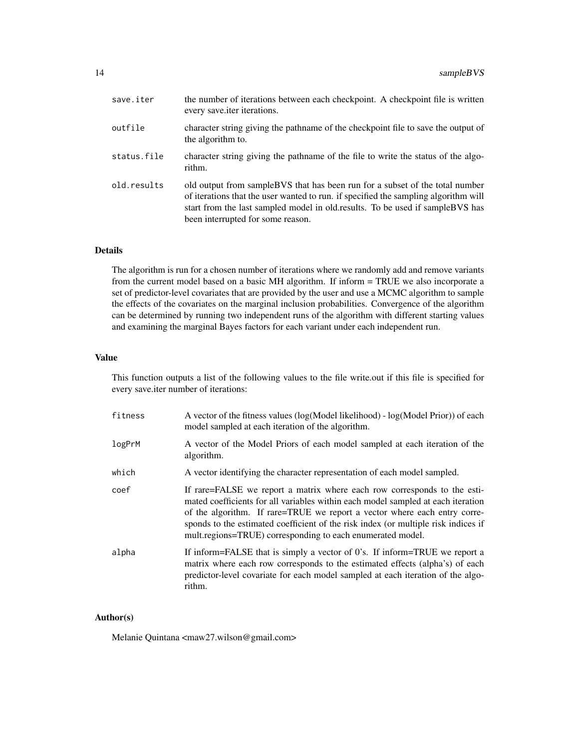| | |
|---|---|
| save.iter | the number of iterations between each checkpoint. A checkpoint file is written every save.iter iterations. |
| outfile | character string giving the pathname of the checkpoint file to save the output of the algorithm to. |
| status.file | character string giving the pathname of the file to write the status of the algorithm. |
| old.results | old output from sampleBVS that has been run for a subset of the total number of iterations that the user wanted to run. if specified the sampling algorithm will start from the last sampled model in old.results. To be used if sampleBVS has been interrupted for some reason. |

## Details

The algorithm is run for a chosen number of iterations where we randomly add and remove variants from the current model based on a basic MH algorithm. If inform = TRUE we also incorporate a set of predictor-level covariates that are provided by the user and use a MCMC algorithm to sample the effects of the covariates on the marginal inclusion probabilities. Convergence of the algorithm can be determined by running two independent runs of the algorithm with different starting values and examining the marginal Bayes factors for each variant under each independent run.

## Value

This function outputs a list of the following values to the file write.out if this file is specified for every save.iter number of iterations:

| | |
|---|---|
| fitness | A vector of the fitness values (log(Model likelihood) - log(Model Prior)) of each model sampled at each iteration of the algorithm. |
| logPrM | A vector of the Model Priors of each model sampled at each iteration of the algorithm. |
| which | A vector identifying the character representation of each model sampled. |
| coef | If rare=FALSE we report a matrix where each row corresponds to the estimated coefficients for all variables within each model sampled at each iteration of the algorithm. If rare=TRUE we report a vector where each entry corresponds to the estimated coefficient of the risk index (or multiple risk indices if mult.regions=TRUE) corresponding to each enumerated model. |
| alpha | If inform=FALSE that is simply a vector of 0's. If inform=TRUE we report a matrix where each row corresponds to the estimated effects (alpha's) of each predictor-level covariate for each model sampled at each iteration of the algorithm. |

## Author(s)

Melanie Quintana <maw27.wilson@gmail.com>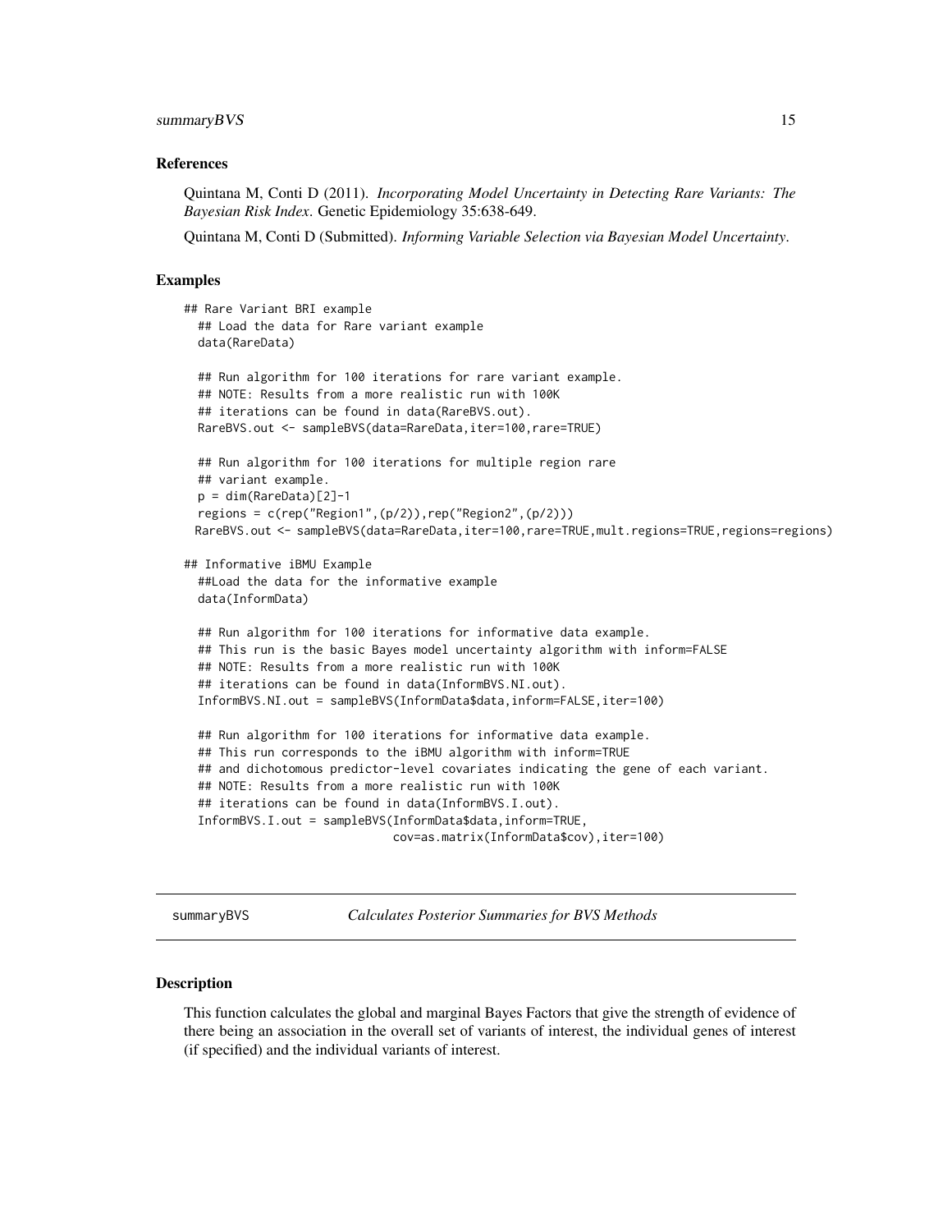### References

Quintana M, Conti D (2011). *Incorporating Model Uncertainty in Detecting Rare Variants: The Bayesian Risk Index*. Genetic Epidemiology 35:638-649.

Quintana M, Conti D (Submitted). *Informing Variable Selection via Bayesian Model Uncertainty*.

### Examples

```
## Rare Variant BRI example
  ## Load the data for Rare variant example
  data(RareData)

  ## Run algorithm for 100 iterations for rare variant example.
  ## NOTE: Results from a more realistic run with 100K
  ## iterations can be found in data(RareBVS.out).
  RareBVS.out <- sampleBVS(data=RareData,iter=100,rare=TRUE)

  ## Run algorithm for 100 iterations for multiple region rare
  ## variant example.
  p = dim(RareData)[2]-1
  regions = c(rep("Region1",(p/2)),rep("Region2",(p/2)))
 RareBVS.out <- sampleBVS(data=RareData,iter=100,rare=TRUE,mult.regions=TRUE,regions=regions)

## Informative iBMU Example
  ##Load the data for the informative example
  data(InformData)

  ## Run algorithm for 100 iterations for informative data example.
  ## This run is the basic Bayes model uncertainty algorithm with inform=FALSE
  ## NOTE: Results from a more realistic run with 100K
  ## iterations can be found in data(InformBVS.NI.out).
  InformBVS.NI.out = sampleBVS(InformData$data,inform=FALSE,iter=100)

  ## Run algorithm for 100 iterations for informative data example.
  ## This run corresponds to the iBMU algorithm with inform=TRUE
  ## and dichotomous predictor-level covariates indicating the gene of each variant.
  ## NOTE: Results from a more realistic run with 100K
  ## iterations can be found in data(InformBVS.I.out).
  InformBVS.I.out = sampleBVS(InformData$data,inform=TRUE,
                              cov=as.matrix(InformData$cov),iter=100)
```

---

## summaryBVS — *Calculates Posterior Summaries for BVS Methods*

### Description

This function calculates the global and marginal Bayes Factors that give the strength of evidence of there being an association in the overall set of variants of interest, the individual genes of interest (if specified) and the individual variants of interest.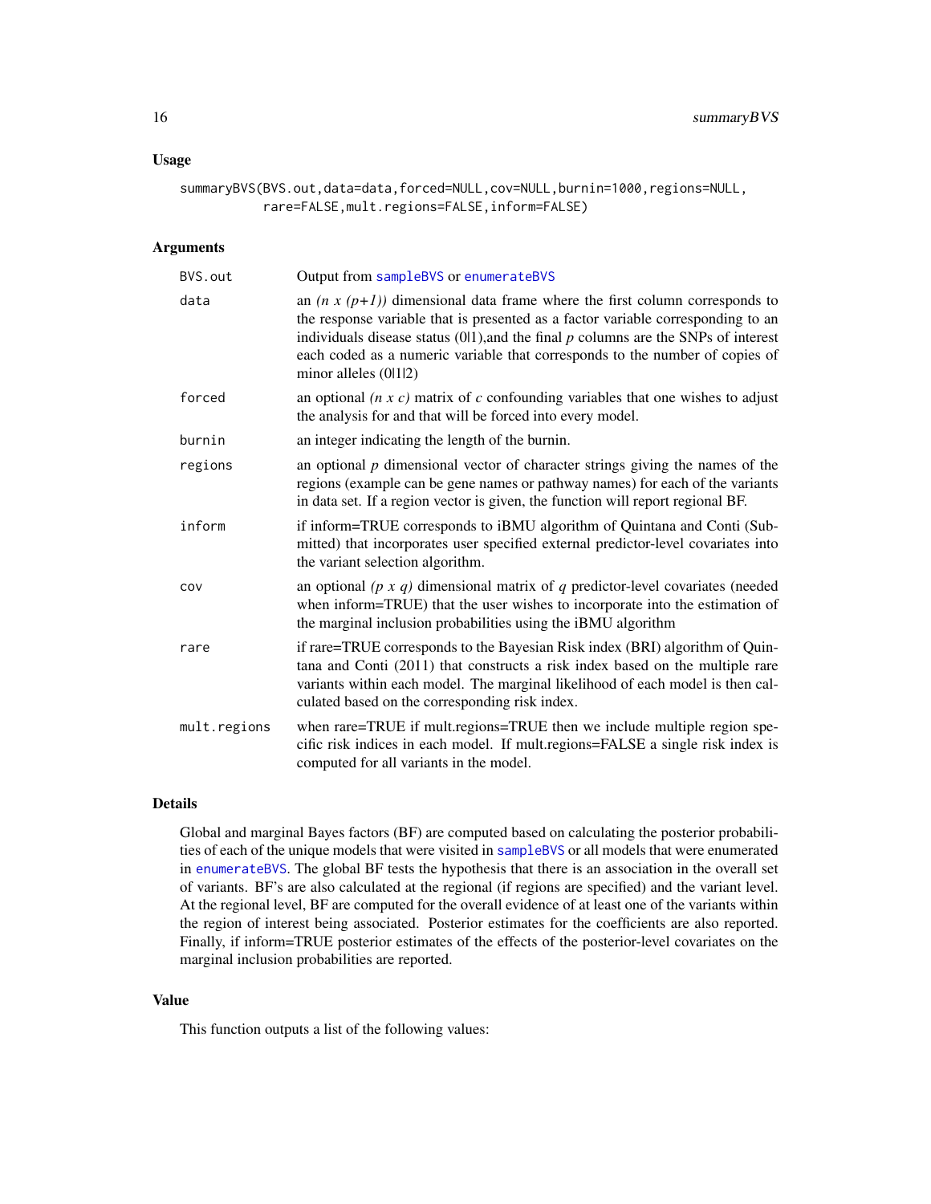### Usage

```
summaryBVS(BVS.out,data=data,forced=NULL,cov=NULL,burnin=1000,regions=NULL,
          rare=FALSE,mult.regions=FALSE,inform=FALSE)
```

### Arguments

| | |
|---|---|
| BVS.out | Output from sampleBVS or enumerateBVS |
| data | an *(n x (p+1))* dimensional data frame where the first column corresponds to the response variable that is presented as a factor variable corresponding to an individuals disease status (0\|1),and the final *p* columns are the SNPs of interest each coded as a numeric variable that corresponds to the number of copies of minor alleles (0\|1\|2) |
| forced | an optional *(n x c)* matrix of *c* confounding variables that one wishes to adjust the analysis for and that will be forced into every model. |
| burnin | an integer indicating the length of the burnin. |
| regions | an optional *p* dimensional vector of character strings giving the names of the regions (example can be gene names or pathway names) for each of the variants in data set. If a region vector is given, the function will report regional BF. |
| inform | if inform=TRUE corresponds to iBMU algorithm of Quintana and Conti (Submitted) that incorporates user specified external predictor-level covariates into the variant selection algorithm. |
| cov | an optional *(p x q)* dimensional matrix of *q* predictor-level covariates (needed when inform=TRUE) that the user wishes to incorporate into the estimation of the marginal inclusion probabilities using the iBMU algorithm |
| rare | if rare=TRUE corresponds to the Bayesian Risk index (BRI) algorithm of Quintana and Conti (2011) that constructs a risk index based on the multiple rare variants within each model. The marginal likelihood of each model is then calculated based on the corresponding risk index. |
| mult.regions | when rare=TRUE if mult.regions=TRUE then we include multiple region specific risk indices in each model. If mult.regions=FALSE a single risk index is computed for all variants in the model. |

### Details

Global and marginal Bayes factors (BF) are computed based on calculating the posterior probabilities of each of the unique models that were visited in sampleBVS or all models that were enumerated in enumerateBVS. The global BF tests the hypothesis that there is an association in the overall set of variants. BF's are also calculated at the regional (if regions are specified) and the variant level. At the regional level, BF are computed for the overall evidence of at least one of the variants within the region of interest being associated. Posterior estimates for the coefficients are also reported. Finally, if inform=TRUE posterior estimates of the effects of the posterior-level covariates on the marginal inclusion probabilities are reported.

### Value

This function outputs a list of the following values: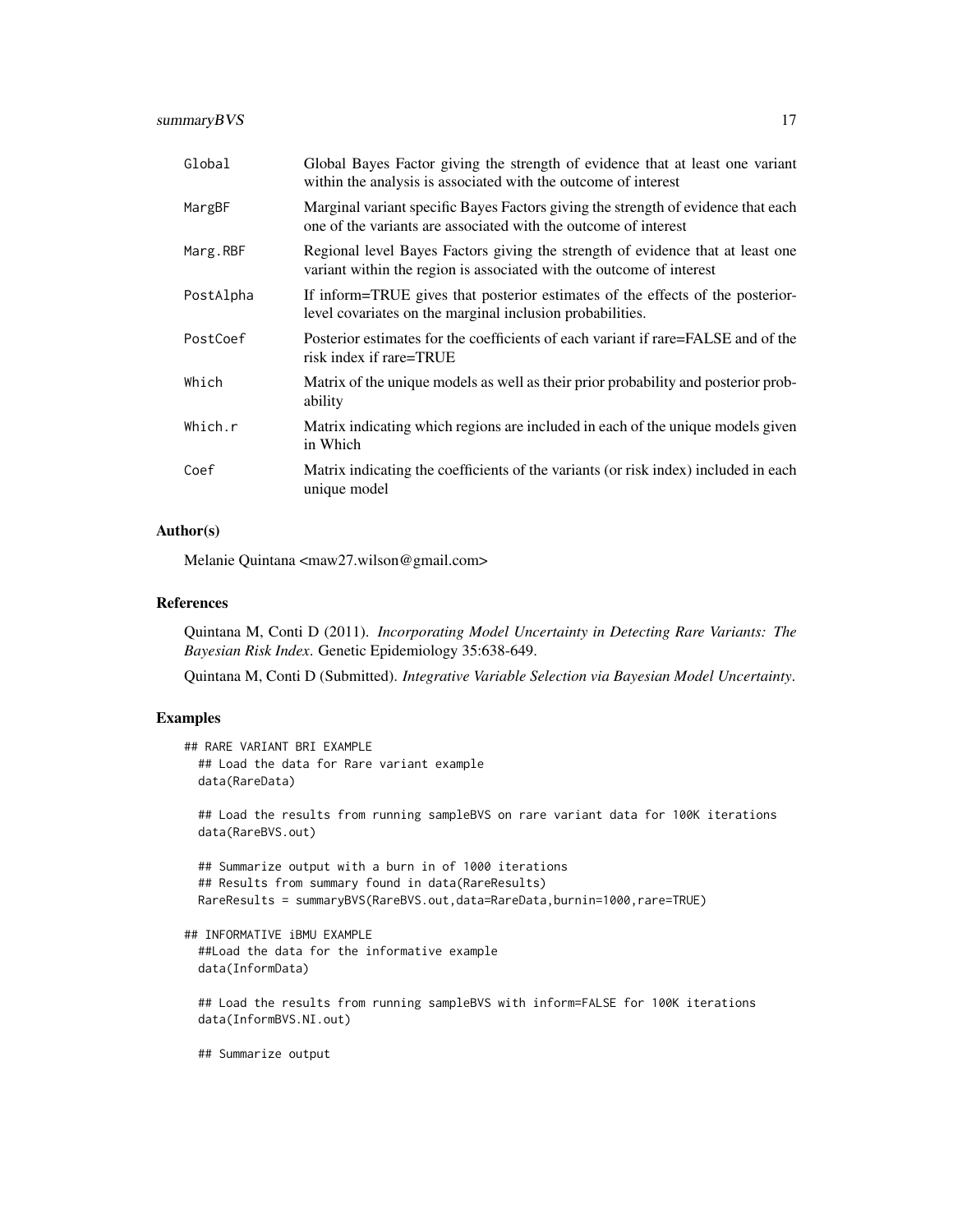| | |
|---|---|
| `Global` | Global Bayes Factor giving the strength of evidence that at least one variant within the analysis is associated with the outcome of interest |
| `MargBF` | Marginal variant specific Bayes Factors giving the strength of evidence that each one of the variants are associated with the outcome of interest |
| `Marg.RBF` | Regional level Bayes Factors giving the strength of evidence that at least one variant within the region is associated with the outcome of interest |
| `PostAlpha` | If inform=TRUE gives that posterior estimates of the effects of the posterior-level covariates on the marginal inclusion probabilities. |
| `PostCoef` | Posterior estimates for the coefficients of each variant if rare=FALSE and of the risk index if rare=TRUE |
| `Which` | Matrix of the unique models as well as their prior probability and posterior probability |
| `Which.r` | Matrix indicating which regions are included in each of the unique models given in Which |
| `Coef` | Matrix indicating the coefficients of the variants (or risk index) included in each unique model |

## Author(s)

Melanie Quintana <maw27.wilson@gmail.com>

## References

Quintana M, Conti D (2011). *Incorporating Model Uncertainty in Detecting Rare Variants: The Bayesian Risk Index*. Genetic Epidemiology 35:638-649.

Quintana M, Conti D (Submitted). *Integrative Variable Selection via Bayesian Model Uncertainty*.

## Examples

```
## RARE VARIANT BRI EXAMPLE
  ## Load the data for Rare variant example
  data(RareData)

  ## Load the results from running sampleBVS on rare variant data for 100K iterations
  data(RareBVS.out)

  ## Summarize output with a burn in of 1000 iterations
  ## Results from summary found in data(RareResults)
  RareResults = summaryBVS(RareBVS.out,data=RareData,burnin=1000,rare=TRUE)

## INFORMATIVE iBMU EXAMPLE
  ##Load the data for the informative example
  data(InformData)

  ## Load the results from running sampleBVS with inform=FALSE for 100K iterations
  data(InformBVS.NI.out)

  ## Summarize output
```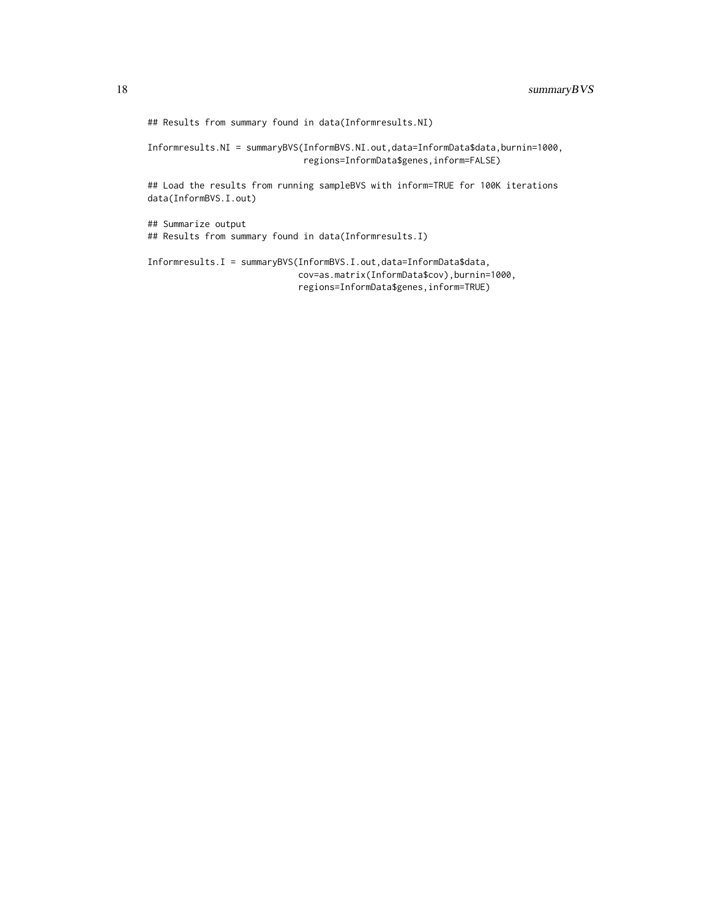```
## Results from summary found in data(Informresults.NI)

Informresults.NI = summaryBVS(InformBVS.NI.out,data=InformData$data,burnin=1000,
                              regions=InformData$genes,inform=FALSE)

## Load the results from running sampleBVS with inform=TRUE for 100K iterations
data(InformBVS.I.out)

## Summarize output
## Results from summary found in data(Informresults.I)

Informresults.I = summaryBVS(InformBVS.I.out,data=InformData$data,
                             cov=as.matrix(InformData$cov),burnin=1000,
                             regions=InformData$genes,inform=TRUE)
```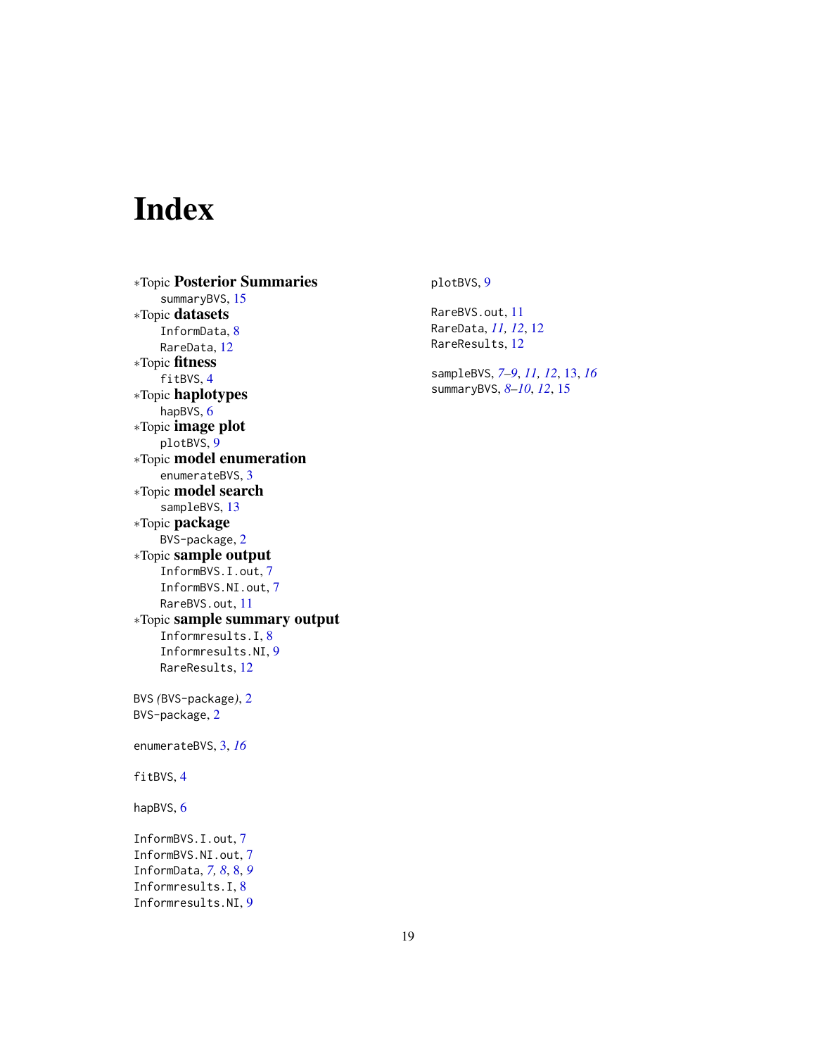# Index

∗Topic **Posterior Summaries**
  summaryBVS, 15
∗Topic **datasets**
  InformData, 8
  RareData, 12
∗Topic **fitness**
  fitBVS, 4
∗Topic **haplotypes**
  hapBVS, 6
∗Topic **image plot**
  plotBVS, 9
∗Topic **model enumeration**
  enumerateBVS, 3
∗Topic **model search**
  sampleBVS, 13
∗Topic **package**
  BVS-package, 2
∗Topic **sample output**
  InformBVS.I.out, 7
  InformBVS.NI.out, 7
  RareBVS.out, 11
∗Topic **sample summary output**
  Informresults.I, 8
  Informresults.NI, 9
  RareResults, 12

BVS *(*BVS-package*)*, 2
BVS-package, 2

enumerateBVS, 3, *16*

fitBVS, 4

hapBVS, 6

InformBVS.I.out, 7
InformBVS.NI.out, 7
InformData, *7, 8*, 8, *9*
Informresults.I, 8
Informresults.NI, 9

plotBVS, 9

RareBVS.out, 11
RareData, *11, 12*, 12
RareResults, 12

sampleBVS, *7–9*, *11, 12*, 13, *16*
summaryBVS, *8–10*, *12*, 15